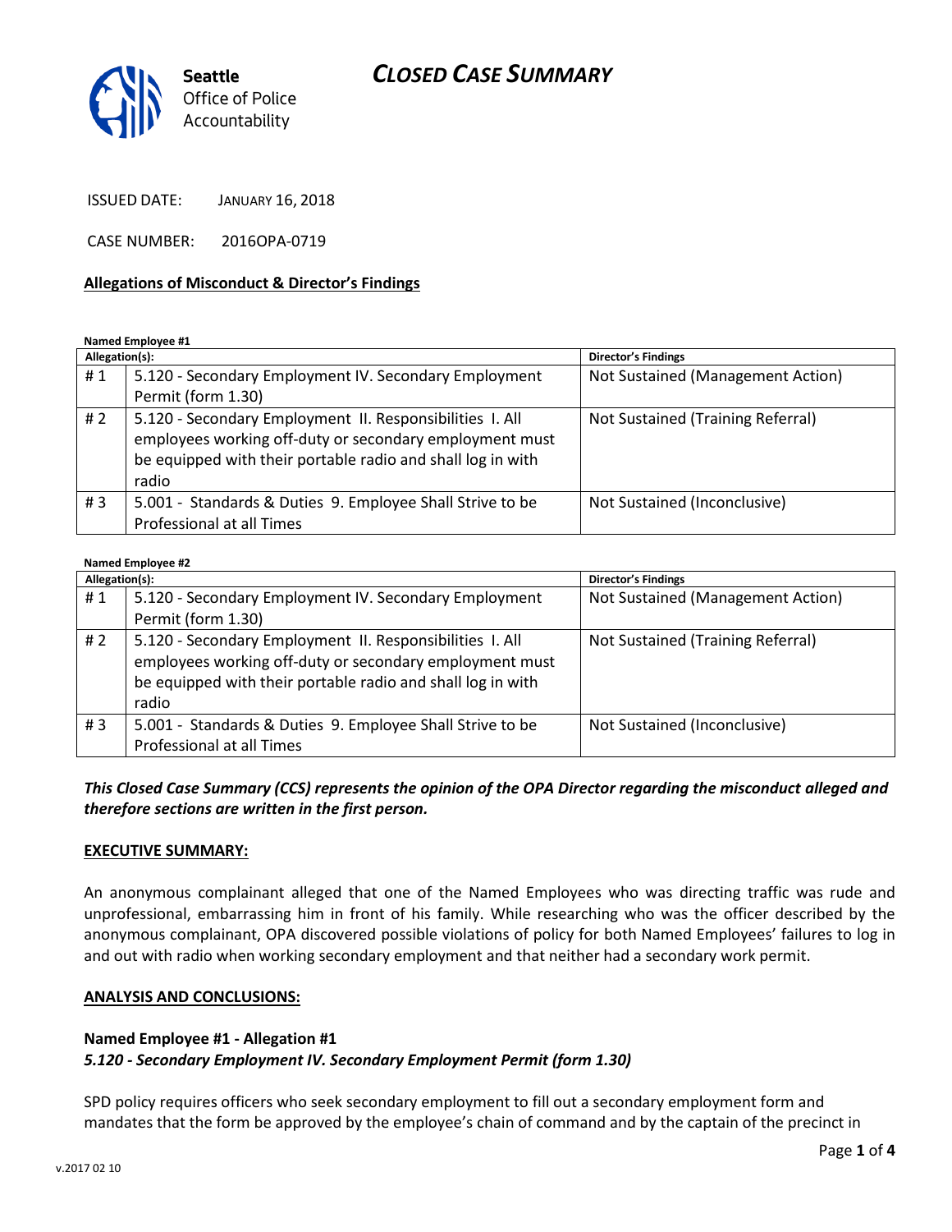# CLOSED CASE SUMMARY

Seattle Office of Police Accountability

ISSUED DATE: JANUARY 16, 2018

CASE NUMBER: 2016OPA-0719

**Allegations of Misconduct & Director's Findings**

**Named Employee #1**

| Allegation(s): | | Director's Findings |
|---|---|---|
| # 1 | 5.120 - Secondary Employment IV. Secondary Employment Permit (form 1.30) | Not Sustained (Management Action) |
| # 2 | 5.120 - Secondary Employment II. Responsibilities I. All employees working off-duty or secondary employment must be equipped with their portable radio and shall log in with radio | Not Sustained (Training Referral) |
| # 3 | 5.001 - Standards & Duties 9. Employee Shall Strive to be Professional at all Times | Not Sustained (Inconclusive) |

**Named Employee #2**

| Allegation(s): | | Director's Findings |
|---|---|---|
| # 1 | 5.120 - Secondary Employment IV. Secondary Employment Permit (form 1.30) | Not Sustained (Management Action) |
| # 2 | 5.120 - Secondary Employment II. Responsibilities I. All employees working off-duty or secondary employment must be equipped with their portable radio and shall log in with radio | Not Sustained (Training Referral) |
| # 3 | 5.001 - Standards & Duties 9. Employee Shall Strive to be Professional at all Times | Not Sustained (Inconclusive) |

***This Closed Case Summary (CCS) represents the opinion of the OPA Director regarding the misconduct alleged and therefore sections are written in the first person.***

**EXECUTIVE SUMMARY:**

An anonymous complainant alleged that one of the Named Employees who was directing traffic was rude and unprofessional, embarrassing him in front of his family. While researching who was the officer described by the anonymous complainant, OPA discovered possible violations of policy for both Named Employees' failures to log in and out with radio when working secondary employment and that neither had a secondary work permit.

**ANALYSIS AND CONCLUSIONS:**

**Named Employee #1 - Allegation #1**
***5.120 - Secondary Employment IV. Secondary Employment Permit (form 1.30)***

SPD policy requires officers who seek secondary employment to fill out a secondary employment form and mandates that the form be approved by the employee's chain of command and by the captain of the precinct in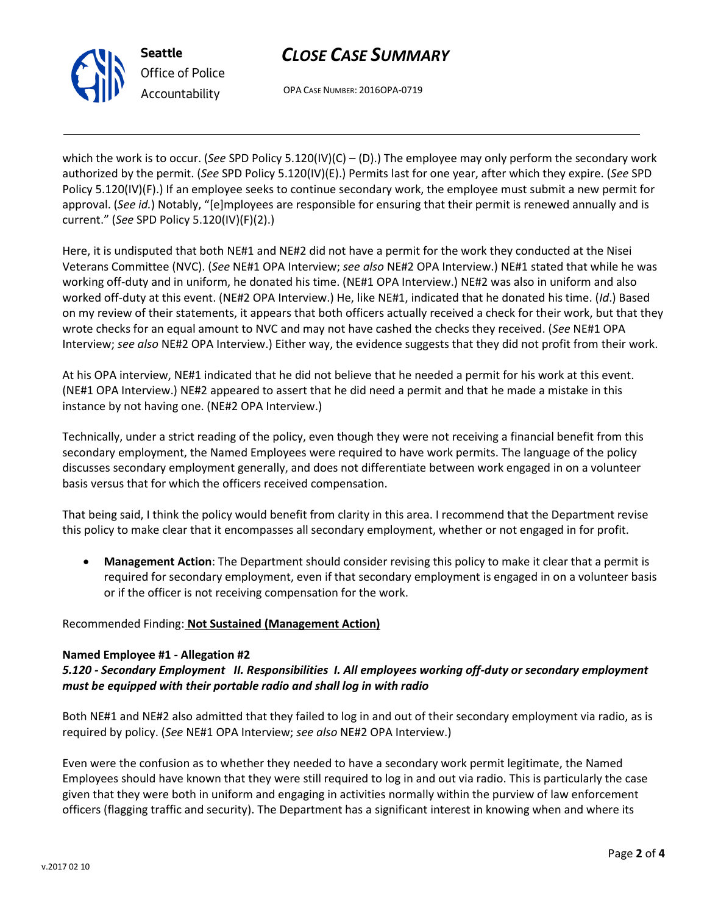which the work is to occur. (*See* SPD Policy 5.120(IV)(C) – (D).) The employee may only perform the secondary work authorized by the permit. (*See* SPD Policy 5.120(IV)(E).) Permits last for one year, after which they expire. (*See* SPD Policy 5.120(IV)(F).) If an employee seeks to continue secondary work, the employee must submit a new permit for approval. (*See id.*) Notably, "[e]mployees are responsible for ensuring that their permit is renewed annually and is current." (*See* SPD Policy 5.120(IV)(F)(2).)

Here, it is undisputed that both NE#1 and NE#2 did not have a permit for the work they conducted at the Nisei Veterans Committee (NVC). (*See* NE#1 OPA Interview; *see also* NE#2 OPA Interview.) NE#1 stated that while he was working off-duty and in uniform, he donated his time. (NE#1 OPA Interview.) NE#2 was also in uniform and also worked off-duty at this event. (NE#2 OPA Interview.) He, like NE#1, indicated that he donated his time. (*Id*.) Based on my review of their statements, it appears that both officers actually received a check for their work, but that they wrote checks for an equal amount to NVC and may not have cashed the checks they received. (*See* NE#1 OPA Interview; *see also* NE#2 OPA Interview.) Either way, the evidence suggests that they did not profit from their work.

At his OPA interview, NE#1 indicated that he did not believe that he needed a permit for his work at this event. (NE#1 OPA Interview.) NE#2 appeared to assert that he did need a permit and that he made a mistake in this instance by not having one. (NE#2 OPA Interview.)

Technically, under a strict reading of the policy, even though they were not receiving a financial benefit from this secondary employment, the Named Employees were required to have work permits. The language of the policy discusses secondary employment generally, and does not differentiate between work engaged in on a volunteer basis versus that for which the officers received compensation.

That being said, I think the policy would benefit from clarity in this area. I recommend that the Department revise this policy to make clear that it encompasses all secondary employment, whether or not engaged in for profit.

- **Management Action**: The Department should consider revising this policy to make it clear that a permit is required for secondary employment, even if that secondary employment is engaged in on a volunteer basis or if the officer is not receiving compensation for the work.

Recommended Finding: **Not Sustained (Management Action)**

**Named Employee #1 - Allegation #2**

***5.120 - Secondary Employment II. Responsibilities I. All employees working off-duty or secondary employment must be equipped with their portable radio and shall log in with radio***

Both NE#1 and NE#2 also admitted that they failed to log in and out of their secondary employment via radio, as is required by policy. (*See* NE#1 OPA Interview; *see also* NE#2 OPA Interview.)

Even were the confusion as to whether they needed to have a secondary work permit legitimate, the Named Employees should have known that they were still required to log in and out via radio. This is particularly the case given that they were both in uniform and engaging in activities normally within the purview of law enforcement officers (flagging traffic and security). The Department has a significant interest in knowing when and where its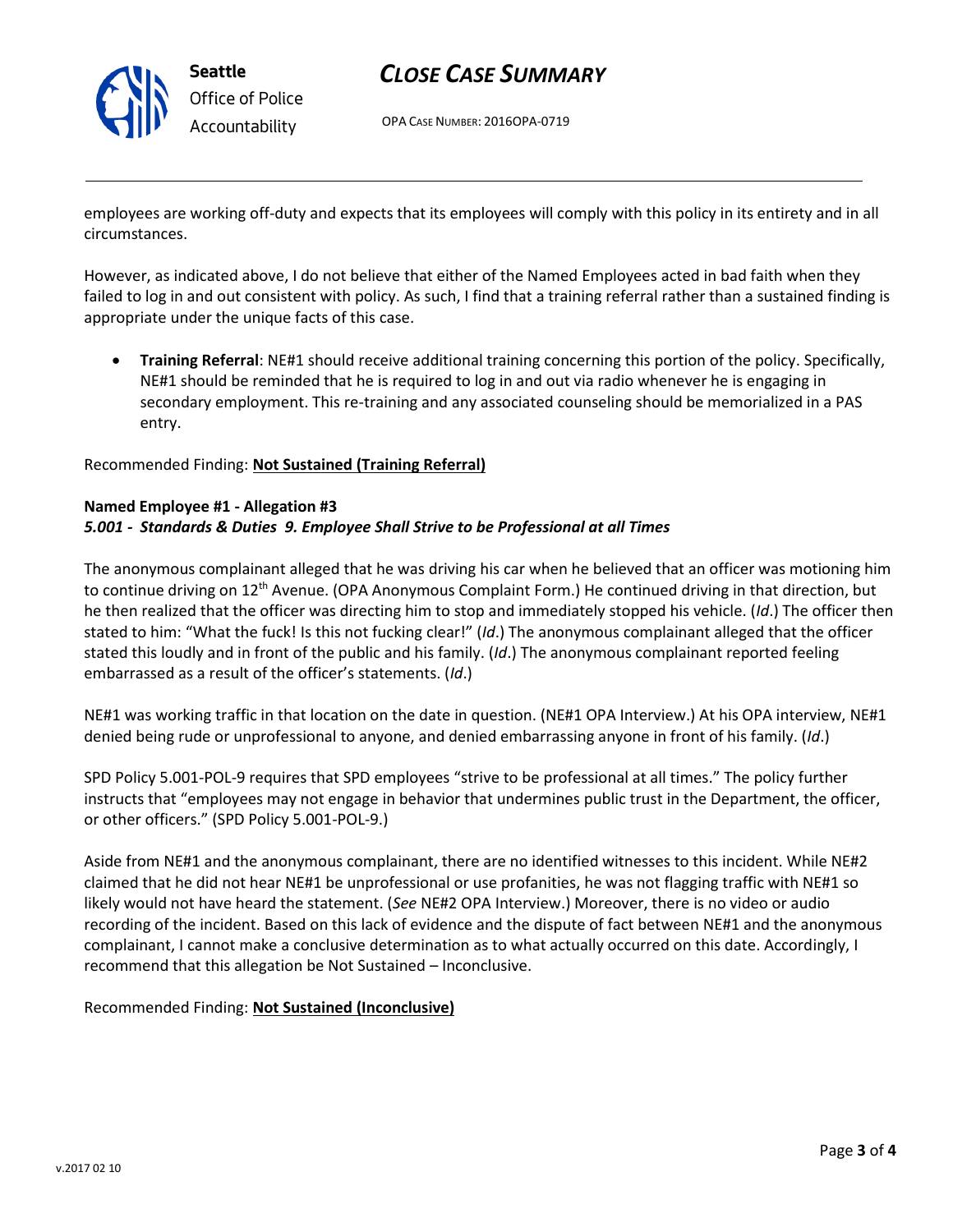employees are working off-duty and expects that its employees will comply with this policy in its entirety and in all circumstances.

However, as indicated above, I do not believe that either of the Named Employees acted in bad faith when they failed to log in and out consistent with policy. As such, I find that a training referral rather than a sustained finding is appropriate under the unique facts of this case.

- **Training Referral**: NE#1 should receive additional training concerning this portion of the policy. Specifically, NE#1 should be reminded that he is required to log in and out via radio whenever he is engaging in secondary employment. This re-training and any associated counseling should be memorialized in a PAS entry.

Recommended Finding: **Not Sustained (Training Referral)**

**Named Employee #1 - Allegation #3**
***5.001 - Standards & Duties 9. Employee Shall Strive to be Professional at all Times***

The anonymous complainant alleged that he was driving his car when he believed that an officer was motioning him to continue driving on 12th Avenue. (OPA Anonymous Complaint Form.) He continued driving in that direction, but he then realized that the officer was directing him to stop and immediately stopped his vehicle. (*Id*.) The officer then stated to him: "What the fuck! Is this not fucking clear!" (*Id*.) The anonymous complainant alleged that the officer stated this loudly and in front of the public and his family. (*Id*.) The anonymous complainant reported feeling embarrassed as a result of the officer's statements. (*Id*.)

NE#1 was working traffic in that location on the date in question. (NE#1 OPA Interview.) At his OPA interview, NE#1 denied being rude or unprofessional to anyone, and denied embarrassing anyone in front of his family. (*Id*.)

SPD Policy 5.001-POL-9 requires that SPD employees "strive to be professional at all times." The policy further instructs that "employees may not engage in behavior that undermines public trust in the Department, the officer, or other officers." (SPD Policy 5.001-POL-9.)

Aside from NE#1 and the anonymous complainant, there are no identified witnesses to this incident. While NE#2 claimed that he did not hear NE#1 be unprofessional or use profanities, he was not flagging traffic with NE#1 so likely would not have heard the statement. (*See* NE#2 OPA Interview.) Moreover, there is no video or audio recording of the incident. Based on this lack of evidence and the dispute of fact between NE#1 and the anonymous complainant, I cannot make a conclusive determination as to what actually occurred on this date. Accordingly, I recommend that this allegation be Not Sustained – Inconclusive.

Recommended Finding: **Not Sustained (Inconclusive)**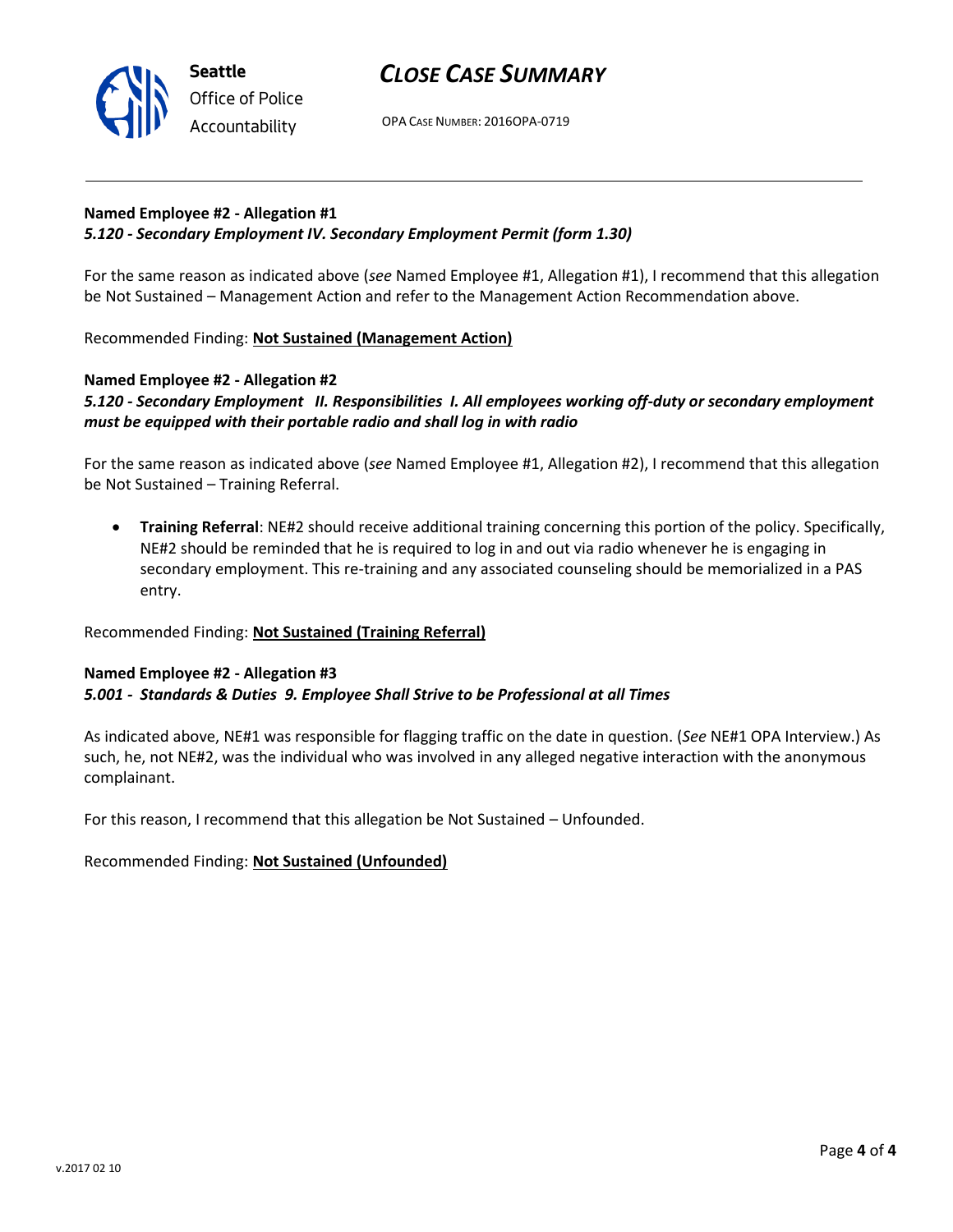**Named Employee #2 - Allegation #1**
***5.120 - Secondary Employment IV. Secondary Employment Permit (form 1.30)***

For the same reason as indicated above (*see* Named Employee #1, Allegation #1), I recommend that this allegation be Not Sustained – Management Action and refer to the Management Action Recommendation above.

Recommended Finding: **Not Sustained (Management Action)**

**Named Employee #2 - Allegation #2**
***5.120 - Secondary Employment II. Responsibilities I. All employees working off-duty or secondary employment must be equipped with their portable radio and shall log in with radio***

For the same reason as indicated above (*see* Named Employee #1, Allegation #2), I recommend that this allegation be Not Sustained – Training Referral.

- **Training Referral**: NE#2 should receive additional training concerning this portion of the policy. Specifically, NE#2 should be reminded that he is required to log in and out via radio whenever he is engaging in secondary employment. This re-training and any associated counseling should be memorialized in a PAS entry.

Recommended Finding: **Not Sustained (Training Referral)**

**Named Employee #2 - Allegation #3**
***5.001 - Standards & Duties 9. Employee Shall Strive to be Professional at all Times***

As indicated above, NE#1 was responsible for flagging traffic on the date in question. (*See* NE#1 OPA Interview.) As such, he, not NE#2, was the individual who was involved in any alleged negative interaction with the anonymous complainant.

For this reason, I recommend that this allegation be Not Sustained – Unfounded.

Recommended Finding: **Not Sustained (Unfounded)**